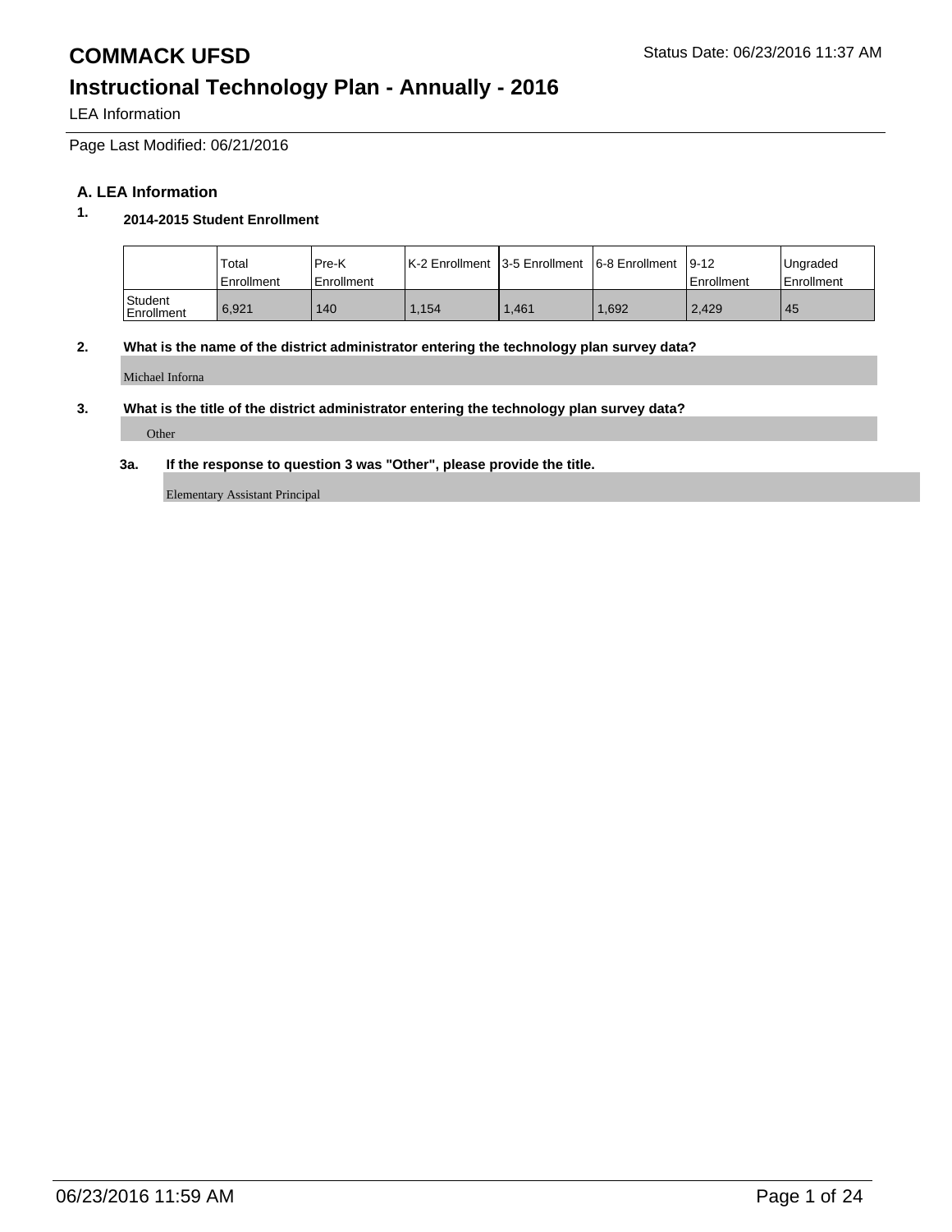# COMMACK UFSD

Status Date: 06/23/2016 11:37 AM

## Instructional Technology Plan - Annually - 2016

LEA Information

Page Last Modified: 06/21/2016

### A. LEA Information

**1. 2014-2015 Student Enrollment**

| | Total Enrollment | Pre-K Enrollment | K-2 Enrollment | 3-5 Enrollment | 6-8 Enrollment | 9-12 Enrollment | Ungraded Enrollment |
|---|---|---|---|---|---|---|---|
| Student Enrollment | 6,921 | 140 | 1,154 | 1,461 | 1,692 | 2,429 | 45 |

**2. What is the name of the district administrator entering the technology plan survey data?**

Michael Inforna

**3. What is the title of the district administrator entering the technology plan survey data?**

Other

**3a. If the response to question 3 was "Other", please provide the title.**

Elementary Assistant Principal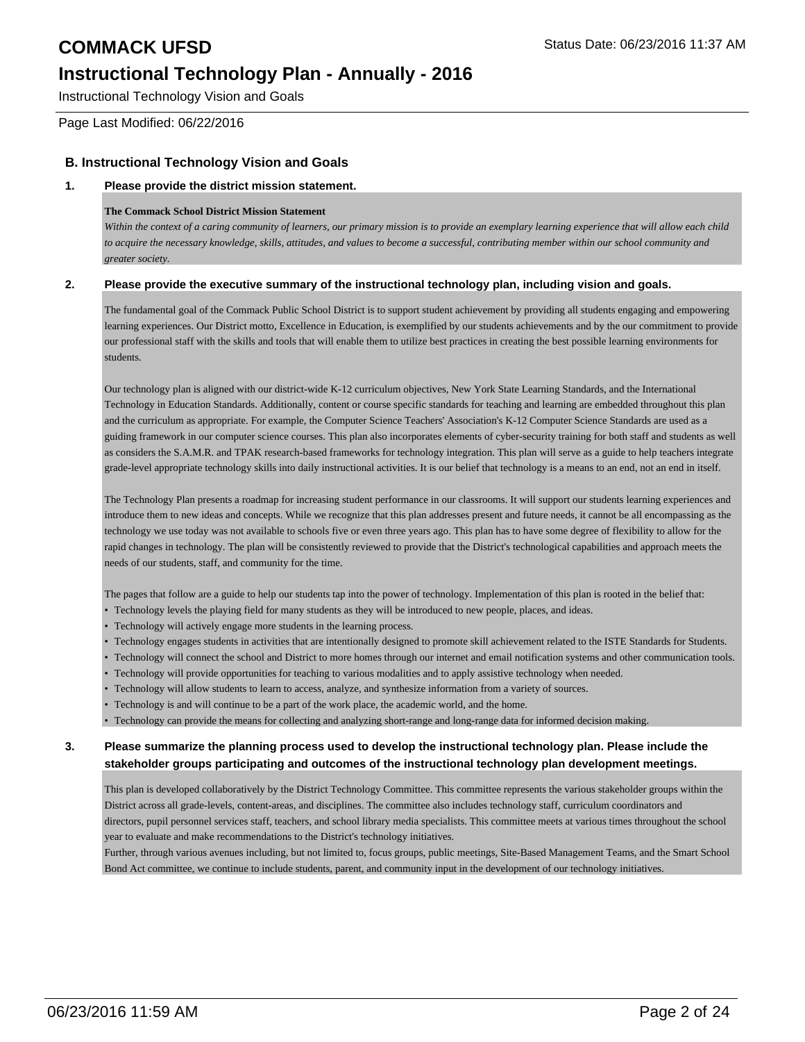## B. Instructional Technology Vision and Goals

**1. Please provide the district mission statement.**

**The Commack School District Mission Statement**

*Within the context of a caring community of learners, our primary mission is to provide an exemplary learning experience that will allow each child to acquire the necessary knowledge, skills, attitudes, and values to become a successful, contributing member within our school community and greater society.*

**2. Please provide the executive summary of the instructional technology plan, including vision and goals.**

The fundamental goal of the Commack Public School District is to support student achievement by providing all students engaging and empowering learning experiences. Our District motto, Excellence in Education, is exemplified by our students achievements and by the our commitment to provide our professional staff with the skills and tools that will enable them to utilize best practices in creating the best possible learning environments for students.

Our technology plan is aligned with our district-wide K-12 curriculum objectives, New York State Learning Standards, and the International Technology in Education Standards. Additionally, content or course specific standards for teaching and learning are embedded throughout this plan and the curriculum as appropriate. For example, the Computer Science Teachers' Association's K-12 Computer Science Standards are used as a guiding framework in our computer science courses. This plan also incorporates elements of cyber-security training for both staff and students as well as considers the S.A.M.R. and TPAK research-based frameworks for technology integration. This plan will serve as a guide to help teachers integrate grade-level appropriate technology skills into daily instructional activities. It is our belief that technology is a means to an end, not an end in itself.

The Technology Plan presents a roadmap for increasing student performance in our classrooms. It will support our students learning experiences and introduce them to new ideas and concepts. While we recognize that this plan addresses present and future needs, it cannot be all encompassing as the technology we use today was not available to schools five or even three years ago. This plan has to have some degree of flexibility to allow for the rapid changes in technology. The plan will be consistently reviewed to provide that the District's technological capabilities and approach meets the needs of our students, staff, and community for the time.

The pages that follow are a guide to help our students tap into the power of technology. Implementation of this plan is rooted in the belief that:

- Technology levels the playing field for many students as they will be introduced to new people, places, and ideas.
- Technology will actively engage more students in the learning process.
- Technology engages students in activities that are intentionally designed to promote skill achievement related to the ISTE Standards for Students.
- Technology will connect the school and District to more homes through our internet and email notification systems and other communication tools.
- Technology will provide opportunities for teaching to various modalities and to apply assistive technology when needed.
- Technology will allow students to learn to access, analyze, and synthesize information from a variety of sources.
- Technology is and will continue to be a part of the work place, the academic world, and the home.
- Technology can provide the means for collecting and analyzing short-range and long-range data for informed decision making.

**3. Please summarize the planning process used to develop the instructional technology plan. Please include the stakeholder groups participating and outcomes of the instructional technology plan development meetings.**

This plan is developed collaboratively by the District Technology Committee. This committee represents the various stakeholder groups within the District across all grade-levels, content-areas, and disciplines. The committee also includes technology staff, curriculum coordinators and directors, pupil personnel services staff, teachers, and school library media specialists. This committee meets at various times throughout the school year to evaluate and make recommendations to the District's technology initiatives.
Further, through various avenues including, but not limited to, focus groups, public meetings, Site-Based Management Teams, and the Smart School Bond Act committee, we continue to include students, parent, and community input in the development of our technology initiatives.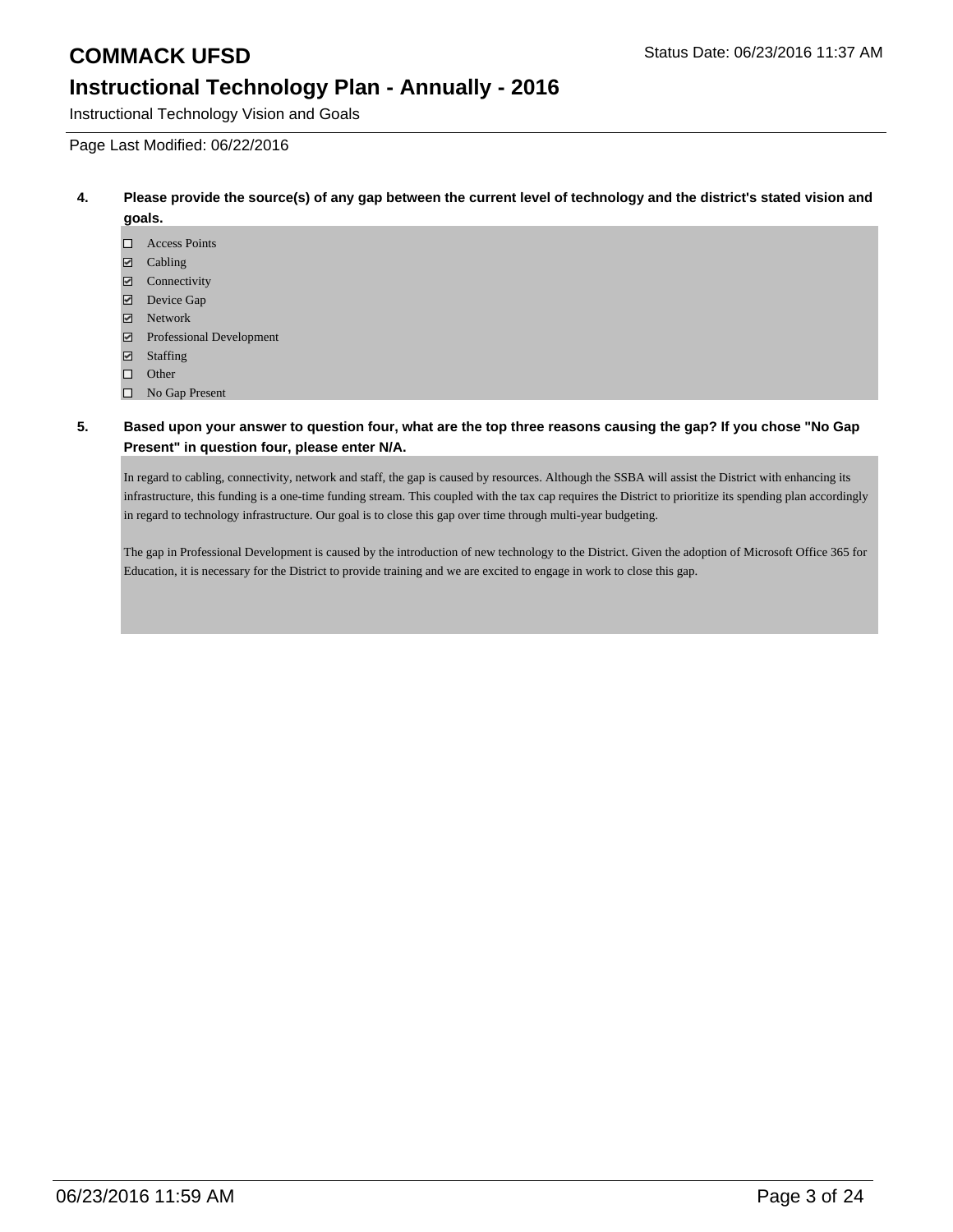**4. Please provide the source(s) of any gap between the current level of technology and the district's stated vision and goals.**

- [ ] Access Points
- [x] Cabling
- [x] Connectivity
- [x] Device Gap
- [x] Network
- [x] Professional Development
- [x] Staffing
- [ ] Other
- [ ] No Gap Present

**5. Based upon your answer to question four, what are the top three reasons causing the gap? If you chose "No Gap Present" in question four, please enter N/A.**

In regard to cabling, connectivity, network and staff, the gap is caused by resources. Although the SSBA will assist the District with enhancing its infrastructure, this funding is a one-time funding stream. This coupled with the tax cap requires the District to prioritize its spending plan accordingly in regard to technology infrastructure. Our goal is to close this gap over time through multi-year budgeting.

The gap in Professional Development is caused by the introduction of new technology to the District. Given the adoption of Microsoft Office 365 for Education, it is necessary for the District to provide training and we are excited to engage in work to close this gap.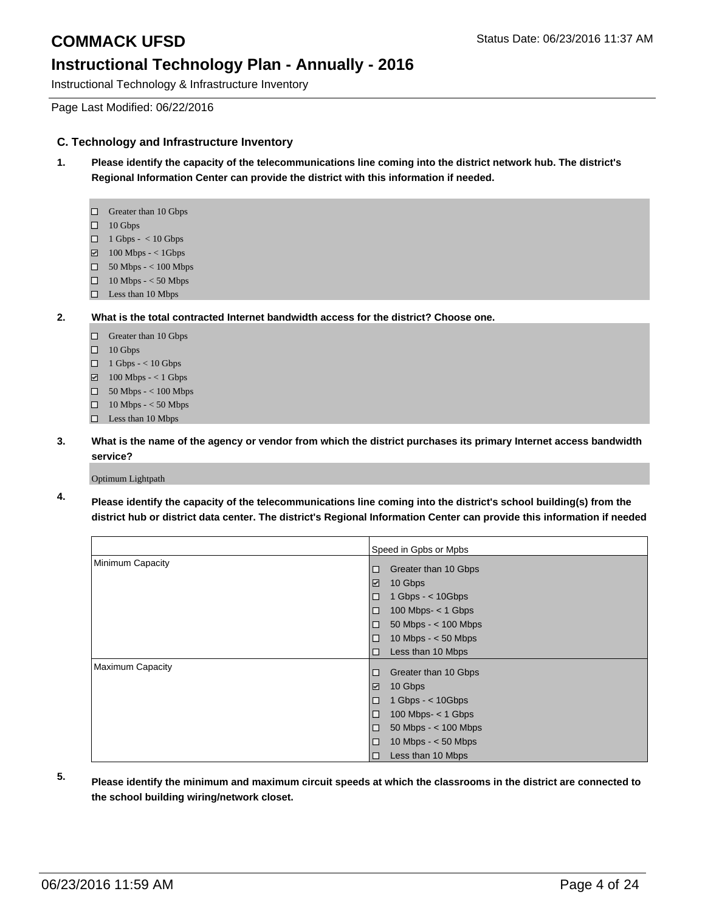### C. Technology and Infrastructure Inventory

**1. Please identify the capacity of the telecommunications line coming into the district network hub. The district's Regional Information Center can provide the district with this information if needed.**

- ☐ Greater than 10 Gbps
- ☐ 10 Gbps
- ☐ 1 Gbps - < 10 Gbps
- ☑ 100 Mbps - < 1Gbps
- ☐ 50 Mbps - < 100 Mbps
- ☐ 10 Mbps - < 50 Mbps
- ☐ Less than 10 Mbps

**2. What is the total contracted Internet bandwidth access for the district? Choose one.**

- ☐ Greater than 10 Gbps
- ☐ 10 Gbps
- ☐ 1 Gbps - < 10 Gbps
- ☑ 100 Mbps - < 1 Gbps
- ☐ 50 Mbps - < 100 Mbps
- ☐ 10 Mbps - < 50 Mbps
- ☐ Less than 10 Mbps

**3. What is the name of the agency or vendor from which the district purchases its primary Internet access bandwidth service?**

Optimum Lightpath

**4. Please identify the capacity of the telecommunications line coming into the district's school building(s) from the district hub or district data center. The district's Regional Information Center can provide this information if needed**

| | Speed in Gpbs or Mpbs |
|---|---|
| Minimum Capacity | ☐ Greater than 10 Gbps<br>☑ 10 Gbps<br>☐ 1 Gbps - < 10Gbps<br>☐ 100 Mbps- < 1 Gbps<br>☐ 50 Mbps - < 100 Mbps<br>☐ 10 Mbps - < 50 Mbps<br>☐ Less than 10 Mbps |
| Maximum Capacity | ☐ Greater than 10 Gbps<br>☑ 10 Gbps<br>☐ 1 Gbps - < 10Gbps<br>☐ 100 Mbps- < 1 Gbps<br>☐ 50 Mbps - < 100 Mbps<br>☐ 10 Mbps - < 50 Mbps<br>☐ Less than 10 Mbps |

**5. Please identify the minimum and maximum circuit speeds at which the classrooms in the district are connected to the school building wiring/network closet.**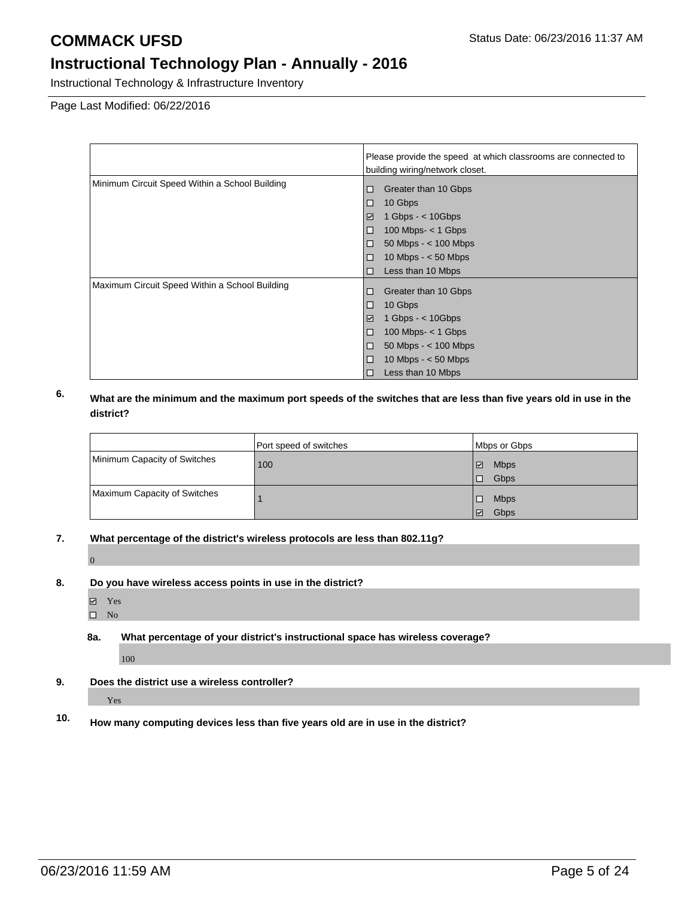| | Please provide the speed at which classrooms are connected to building wiring/network closet. |
|---|---|
| Minimum Circuit Speed Within a School Building | ☐ Greater than 10 Gbps<br>☐ 10 Gbps<br>☑ 1 Gbps - < 10Gbps<br>☐ 100 Mbps- < 1 Gbps<br>☐ 50 Mbps - < 100 Mbps<br>☐ 10 Mbps - < 50 Mbps<br>☐ Less than 10 Mbps |
| Maximum Circuit Speed Within a School Building | ☐ Greater than 10 Gbps<br>☐ 10 Gbps<br>☑ 1 Gbps - < 10Gbps<br>☐ 100 Mbps- < 1 Gbps<br>☐ 50 Mbps - < 100 Mbps<br>☐ 10 Mbps - < 50 Mbps<br>☐ Less than 10 Mbps |

**6. What are the minimum and the maximum port speeds of the switches that are less than five years old in use in the district?**

| | Port speed of switches | Mbps or Gbps |
|---|---|---|
| Minimum Capacity of Switches | 100 | ☑ Mbps<br>☐ Gbps |
| Maximum Capacity of Switches | 1 | ☐ Mbps<br>☑ Gbps |

**7. What percentage of the district's wireless protocols are less than 802.11g?**

0

**8. Do you have wireless access points in use in the district?**

☑ Yes
☐ No

**8a. What percentage of your district's instructional space has wireless coverage?**

100

**9. Does the district use a wireless controller?**

Yes

**10. How many computing devices less than five years old are in use in the district?**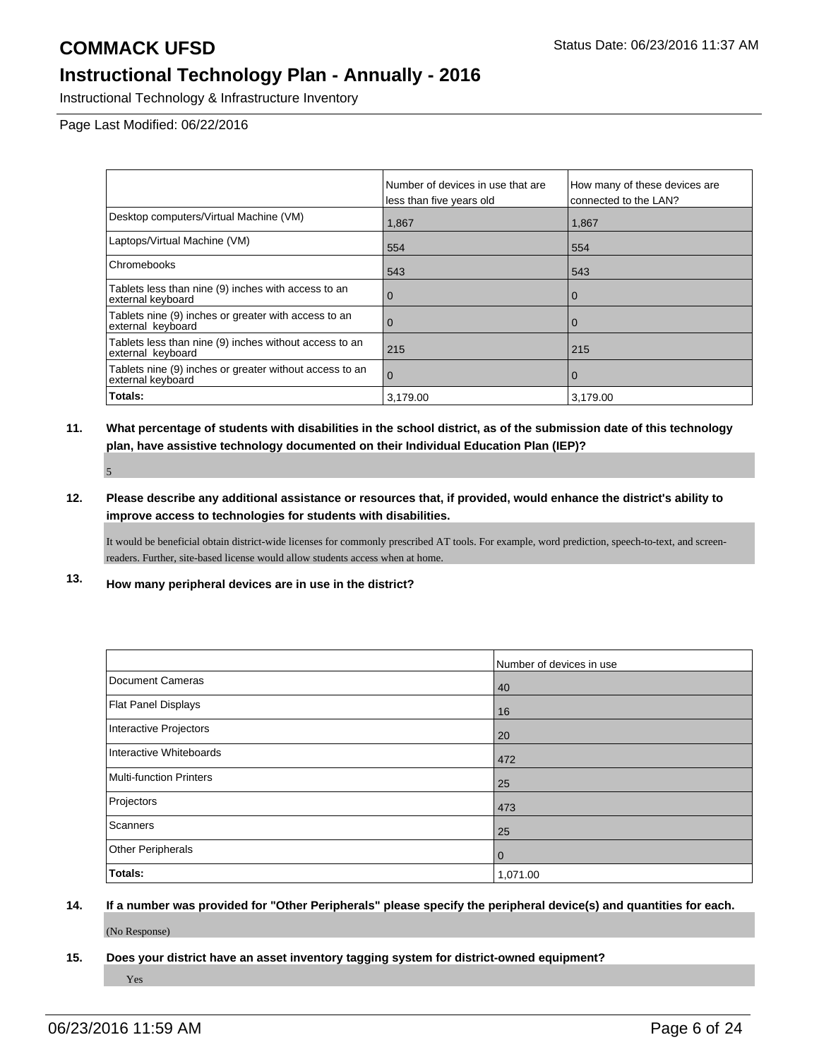# COMMACK UFSD

Status Date: 06/23/2016 11:37 AM

## Instructional Technology Plan - Annually - 2016

Instructional Technology & Infrastructure Inventory

Page Last Modified: 06/22/2016

| | Number of devices in use that are less than five years old | How many of these devices are connected to the LAN? |
|---|---|---|
| Desktop computers/Virtual Machine (VM) | 1,867 | 1,867 |
| Laptops/Virtual Machine (VM) | 554 | 554 |
| Chromebooks | 543 | 543 |
| Tablets less than nine (9) inches with access to an external keyboard | 0 | 0 |
| Tablets nine (9) inches or greater with access to an external keyboard | 0 | 0 |
| Tablets less than nine (9) inches without access to an external keyboard | 215 | 215 |
| Tablets nine (9) inches or greater without access to an external keyboard | 0 | 0 |
| **Totals:** | 3,179.00 | 3,179.00 |

**11. What percentage of students with disabilities in the school district, as of the submission date of this technology plan, have assistive technology documented on their Individual Education Plan (IEP)?**

5

**12. Please describe any additional assistance or resources that, if provided, would enhance the district's ability to improve access to technologies for students with disabilities.**

It would be beneficial obtain district-wide licenses for commonly prescribed AT tools. For example, word prediction, speech-to-text, and screen-readers. Further, site-based license would allow students access when at home.

**13. How many peripheral devices are in use in the district?**

| | Number of devices in use |
|---|---|
| Document Cameras | 40 |
| Flat Panel Displays | 16 |
| Interactive Projectors | 20 |
| Interactive Whiteboards | 472 |
| Multi-function Printers | 25 |
| Projectors | 473 |
| Scanners | 25 |
| Other Peripherals | 0 |
| **Totals:** | 1,071.00 |

**14. If a number was provided for "Other Peripherals" please specify the peripheral device(s) and quantities for each.**

(No Response)

**15. Does your district have an asset inventory tagging system for district-owned equipment?**

Yes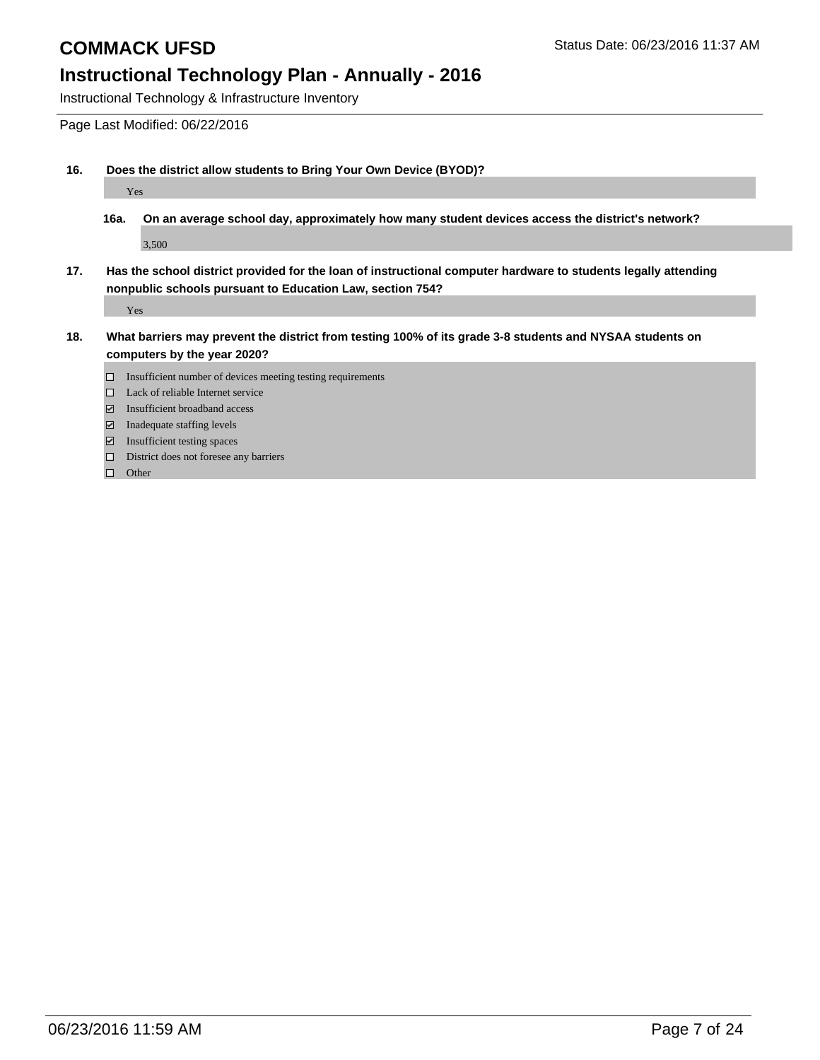# COMMACK UFSD

Status Date: 06/23/2016 11:37 AM

## Instructional Technology Plan - Annually - 2016

Instructional Technology & Infrastructure Inventory

Page Last Modified: 06/22/2016

**16. Does the district allow students to Bring Your Own Device (BYOD)?**

Yes

**16a. On an average school day, approximately how many student devices access the district's network?**

3,500

**17. Has the school district provided for the loan of instructional computer hardware to students legally attending nonpublic schools pursuant to Education Law, section 754?**

Yes

**18. What barriers may prevent the district from testing 100% of its grade 3-8 students and NYSAA students on computers by the year 2020?**

- ☐ Insufficient number of devices meeting testing requirements
- ☐ Lack of reliable Internet service
- ☑ Insufficient broadband access
- ☑ Inadequate staffing levels
- ☑ Insufficient testing spaces
- ☐ District does not foresee any barriers
- ☐ Other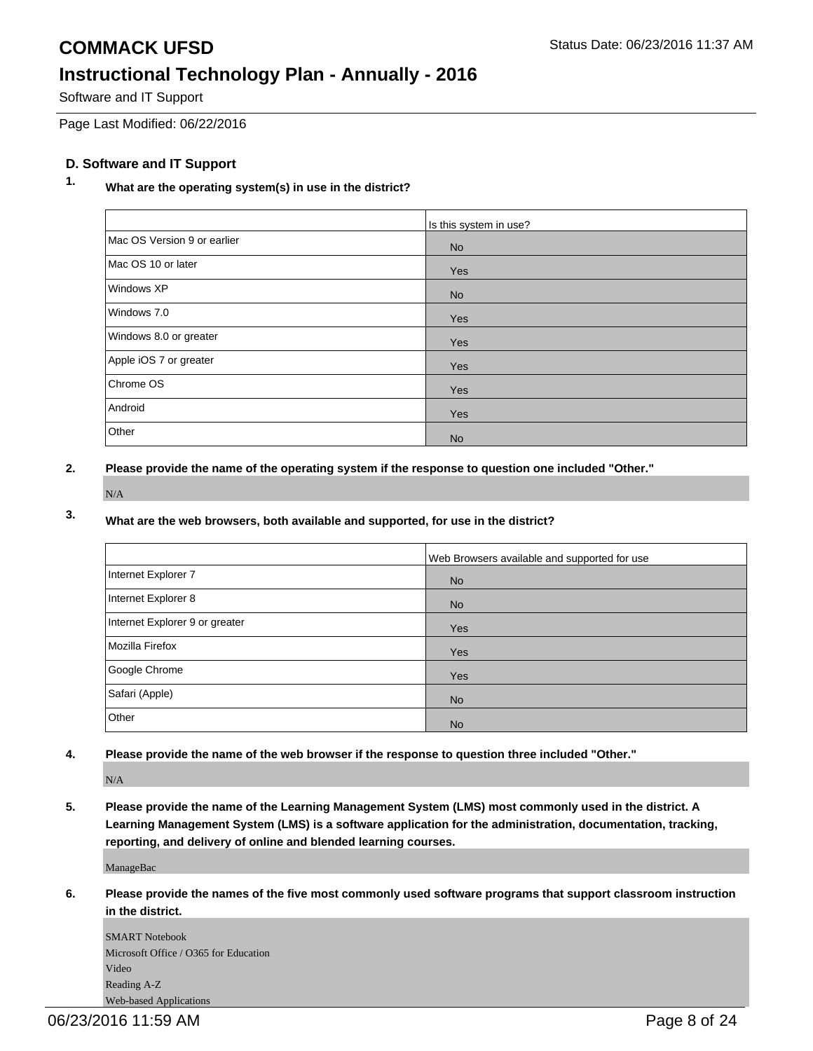## D. Software and IT Support

**1. What are the operating system(s) in use in the district?**

| | Is this system in use? |
|---|---|
| Mac OS Version 9 or earlier | No |
| Mac OS 10 or later | Yes |
| Windows XP | No |
| Windows 7.0 | Yes |
| Windows 8.0 or greater | Yes |
| Apple iOS 7 or greater | Yes |
| Chrome OS | Yes |
| Android | Yes |
| Other | No |

**2. Please provide the name of the operating system if the response to question one included "Other."**

N/A

**3. What are the web browsers, both available and supported, for use in the district?**

| | Web Browsers available and supported for use |
|---|---|
| Internet Explorer 7 | No |
| Internet Explorer 8 | No |
| Internet Explorer 9 or greater | Yes |
| Mozilla Firefox | Yes |
| Google Chrome | Yes |
| Safari (Apple) | No |
| Other | No |

**4. Please provide the name of the web browser if the response to question three included "Other."**

N/A

**5. Please provide the name of the Learning Management System (LMS) most commonly used in the district. A Learning Management System (LMS) is a software application for the administration, documentation, tracking, reporting, and delivery of online and blended learning courses.**

ManageBac

**6. Please provide the names of the five most commonly used software programs that support classroom instruction in the district.**

SMART Notebook
Microsoft Office / O365 for Education
Video
Reading A-Z
Web-based Applications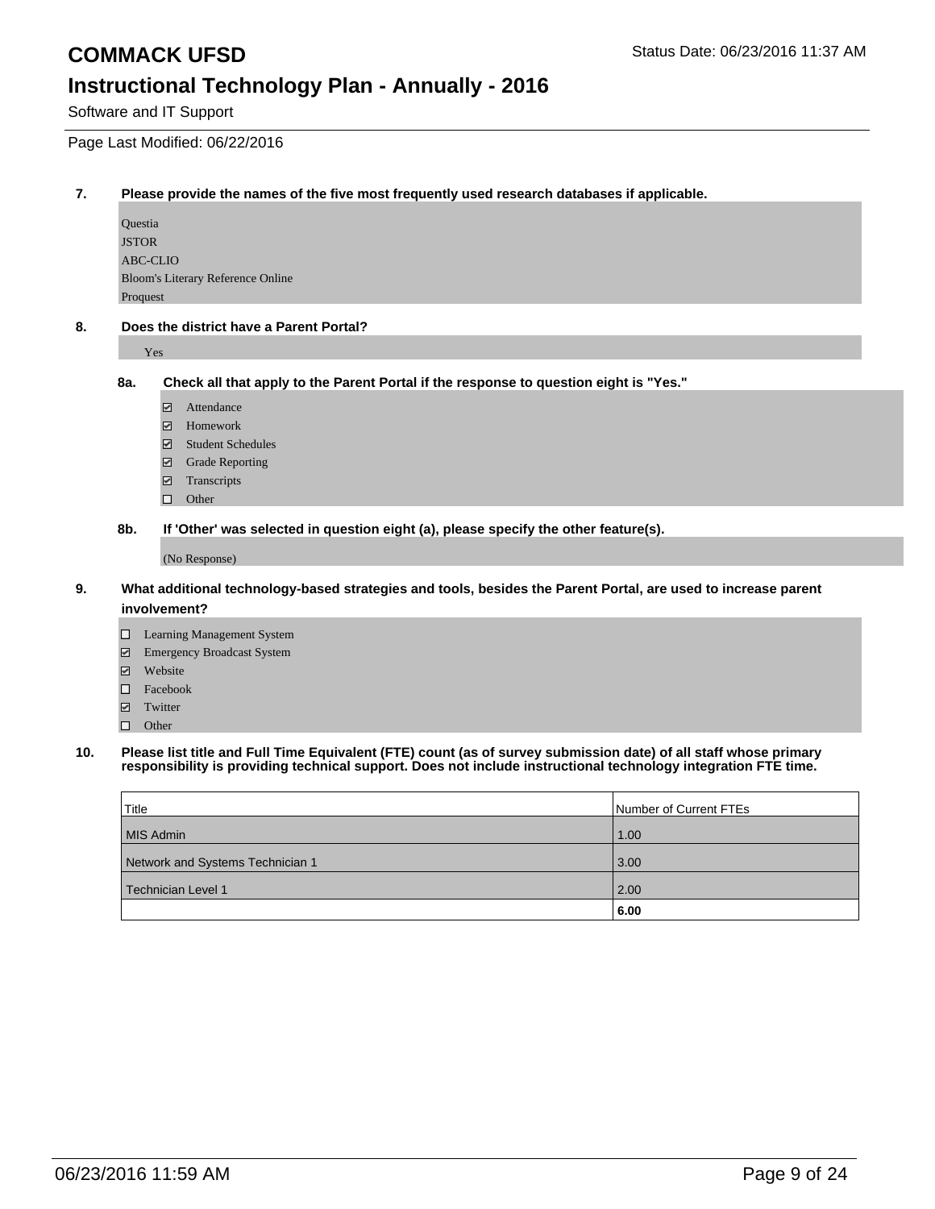**7. Please provide the names of the five most frequently used research databases if applicable.**

Questia
JSTOR
ABC-CLIO
Bloom's Literary Reference Online
Proquest

**8. Does the district have a Parent Portal?**

Yes

**8a. Check all that apply to the Parent Portal if the response to question eight is "Yes."**

- [x] Attendance
- [x] Homework
- [x] Student Schedules
- [x] Grade Reporting
- [x] Transcripts
- [ ] Other

**8b. If 'Other' was selected in question eight (a), please specify the other feature(s).**

(No Response)

**9. What additional technology-based strategies and tools, besides the Parent Portal, are used to increase parent involvement?**

- [ ] Learning Management System
- [x] Emergency Broadcast System
- [x] Website
- [ ] Facebook
- [x] Twitter
- [ ] Other

**10. Please list title and Full Time Equivalent (FTE) count (as of survey submission date) of all staff whose primary responsibility is providing technical support. Does not include instructional technology integration FTE time.**

| Title | Number of Current FTEs |
|---|---|
| MIS Admin | 1.00 |
| Network and Systems Technician 1 | 3.00 |
| Technician Level 1 | 2.00 |
| | **6.00** |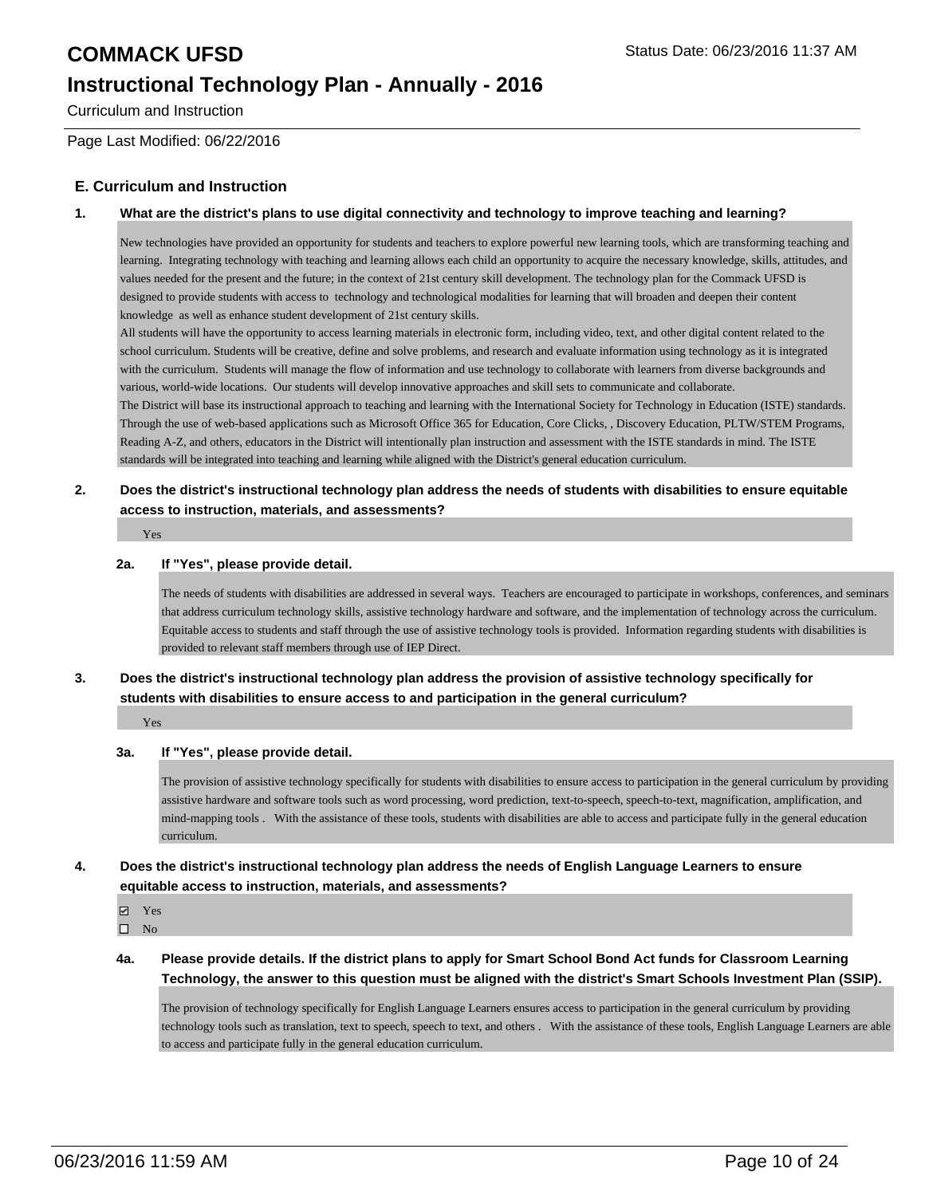# COMMACK UFSD

## Instructional Technology Plan - Annually - 2016

Curriculum and Instruction

Page Last Modified: 06/22/2016

### E. Curriculum and Instruction

**1. What are the district's plans to use digital connectivity and technology to improve teaching and learning?**

New technologies have provided an opportunity for students and teachers to explore powerful new learning tools, which are transforming teaching and learning. Integrating technology with teaching and learning allows each child an opportunity to acquire the necessary knowledge, skills, attitudes, and values needed for the present and the future; in the context of 21st century skill development. The technology plan for the Commack UFSD is designed to provide students with access to technology and technological modalities for learning that will broaden and deepen their content knowledge as well as enhance student development of 21st century skills.
All students will have the opportunity to access learning materials in electronic form, including video, text, and other digital content related to the school curriculum. Students will be creative, define and solve problems, and research and evaluate information using technology as it is integrated with the curriculum. Students will manage the flow of information and use technology to collaborate with learners from diverse backgrounds and various, world-wide locations. Our students will develop innovative approaches and skill sets to communicate and collaborate.
The District will base its instructional approach to teaching and learning with the International Society for Technology in Education (ISTE) standards. Through the use of web-based applications such as Microsoft Office 365 for Education, Core Clicks, , Discovery Education, PLTW/STEM Programs, Reading A-Z, and others, educators in the District will intentionally plan instruction and assessment with the ISTE standards in mind. The ISTE standards will be integrated into teaching and learning while aligned with the District's general education curriculum.

**2. Does the district's instructional technology plan address the needs of students with disabilities to ensure equitable access to instruction, materials, and assessments?**

Yes

**2a. If "Yes", please provide detail.**

The needs of students with disabilities are addressed in several ways. Teachers are encouraged to participate in workshops, conferences, and seminars that address curriculum technology skills, assistive technology hardware and software, and the implementation of technology across the curriculum. Equitable access to students and staff through the use of assistive technology tools is provided. Information regarding students with disabilities is provided to relevant staff members through use of IEP Direct.

**3. Does the district's instructional technology plan address the provision of assistive technology specifically for students with disabilities to ensure access to and participation in the general curriculum?**

Yes

**3a. If "Yes", please provide detail.**

The provision of assistive technology specifically for students with disabilities to ensure access to participation in the general curriculum by providing assistive hardware and software tools such as word processing, word prediction, text-to-speech, speech-to-text, magnification, amplification, and mind-mapping tools . With the assistance of these tools, students with disabilities are able to access and participate fully in the general education curriculum.

**4. Does the district's instructional technology plan address the needs of English Language Learners to ensure equitable access to instruction, materials, and assessments?**

☑ Yes
☐ No

**4a. Please provide details. If the district plans to apply for Smart School Bond Act funds for Classroom Learning Technology, the answer to this question must be aligned with the district's Smart Schools Investment Plan (SSIP).**

The provision of technology specifically for English Language Learners ensures access to participation in the general curriculum by providing technology tools such as translation, text to speech, speech to text, and others . With the assistance of these tools, English Language Learners are able to access and participate fully in the general education curriculum.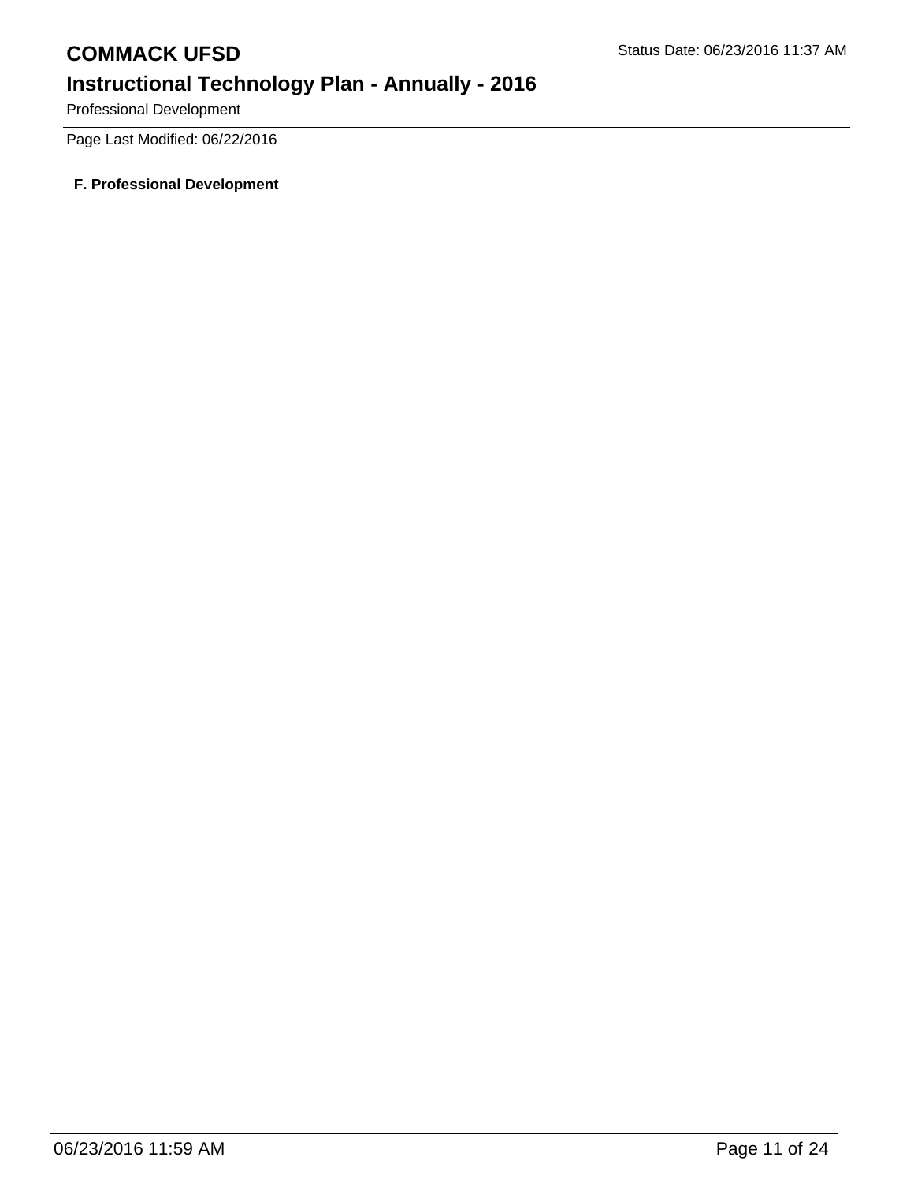Page Last Modified: 06/22/2016

**F. Professional Development**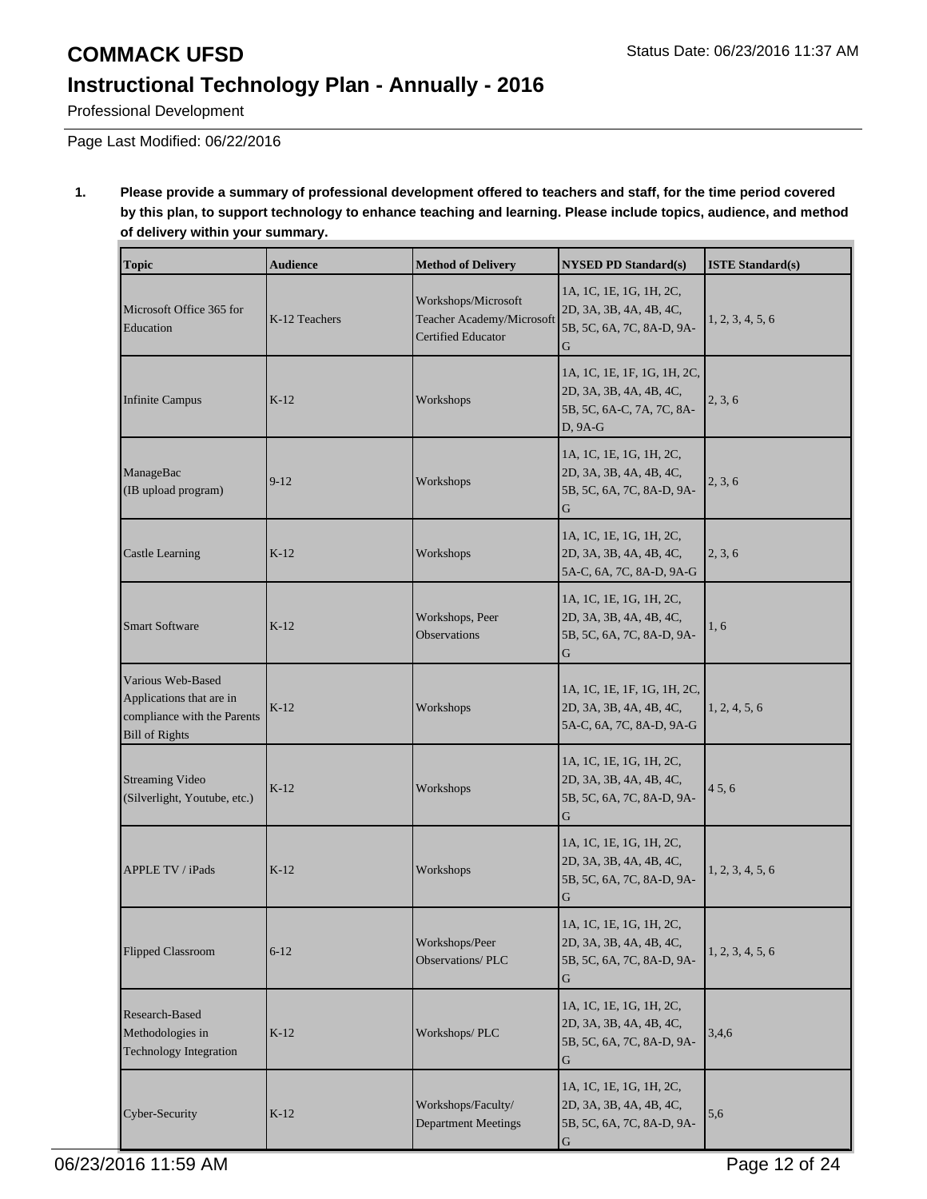# COMMACK UFSD

Status Date: 06/23/2016 11:37 AM

## Instructional Technology Plan - Annually - 2016

Professional Development

Page Last Modified: 06/22/2016

1. **Please provide a summary of professional development offered to teachers and staff, for the time period covered by this plan, to support technology to enhance teaching and learning. Please include topics, audience, and method of delivery within your summary.**

| Topic | Audience | Method of Delivery | NYSED PD Standard(s) | ISTE Standard(s) |
|---|---|---|---|---|
| Microsoft Office 365 for Education | K-12 Teachers | Workshops/Microsoft Teacher Academy/Microsoft Certified Educator | 1A, 1C, 1E, 1G, 1H, 2C, 2D, 3A, 3B, 4A, 4B, 4C, 5B, 5C, 6A, 7C, 8A-D, 9A-G | 1, 2, 3, 4, 5, 6 |
| Infinite Campus | K-12 | Workshops | 1A, 1C, 1E, 1F, 1G, 1H, 2C, 2D, 3A, 3B, 4A, 4B, 4C, 5B, 5C, 6A-C, 7A, 7C, 8A-D, 9A-G | 2, 3, 6 |
| ManageBac (IB upload program) | 9-12 | Workshops | 1A, 1C, 1E, 1G, 1H, 2C, 2D, 3A, 3B, 4A, 4B, 4C, 5B, 5C, 6A, 7C, 8A-D, 9A-G | 2, 3, 6 |
| Castle Learning | K-12 | Workshops | 1A, 1C, 1E, 1G, 1H, 2C, 2D, 3A, 3B, 4A, 4B, 4C, 5A-C, 6A, 7C, 8A-D, 9A-G | 2, 3, 6 |
| Smart Software | K-12 | Workshops, Peer Observations | 1A, 1C, 1E, 1G, 1H, 2C, 2D, 3A, 3B, 4A, 4B, 4C, 5B, 5C, 6A, 7C, 8A-D, 9A-G | 1, 6 |
| Various Web-Based Applications that are in compliance with the Parents Bill of Rights | K-12 | Workshops | 1A, 1C, 1E, 1F, 1G, 1H, 2C, 2D, 3A, 3B, 4A, 4B, 4C, 5A-C, 6A, 7C, 8A-D, 9A-G | 1, 2, 4, 5, 6 |
| Streaming Video (Silverlight, Youtube, etc.) | K-12 | Workshops | 1A, 1C, 1E, 1G, 1H, 2C, 2D, 3A, 3B, 4A, 4B, 4C, 5B, 5C, 6A, 7C, 8A-D, 9A-G | 4 5, 6 |
| APPLE TV / iPads | K-12 | Workshops | 1A, 1C, 1E, 1G, 1H, 2C, 2D, 3A, 3B, 4A, 4B, 4C, 5B, 5C, 6A, 7C, 8A-D, 9A-G | 1, 2, 3, 4, 5, 6 |
| Flipped Classroom | 6-12 | Workshops/Peer Observations/ PLC | 1A, 1C, 1E, 1G, 1H, 2C, 2D, 3A, 3B, 4A, 4B, 4C, 5B, 5C, 6A, 7C, 8A-D, 9A-G | 1, 2, 3, 4, 5, 6 |
| Research-Based Methodologies in Technology Integration | K-12 | Workshops/ PLC | 1A, 1C, 1E, 1G, 1H, 2C, 2D, 3A, 3B, 4A, 4B, 4C, 5B, 5C, 6A, 7C, 8A-D, 9A-G | 3,4,6 |
| Cyber-Security | K-12 | Workshops/Faculty/ Department Meetings | 1A, 1C, 1E, 1G, 1H, 2C, 2D, 3A, 3B, 4A, 4B, 4C, 5B, 5C, 6A, 7C, 8A-D, 9A-G | 5,6 |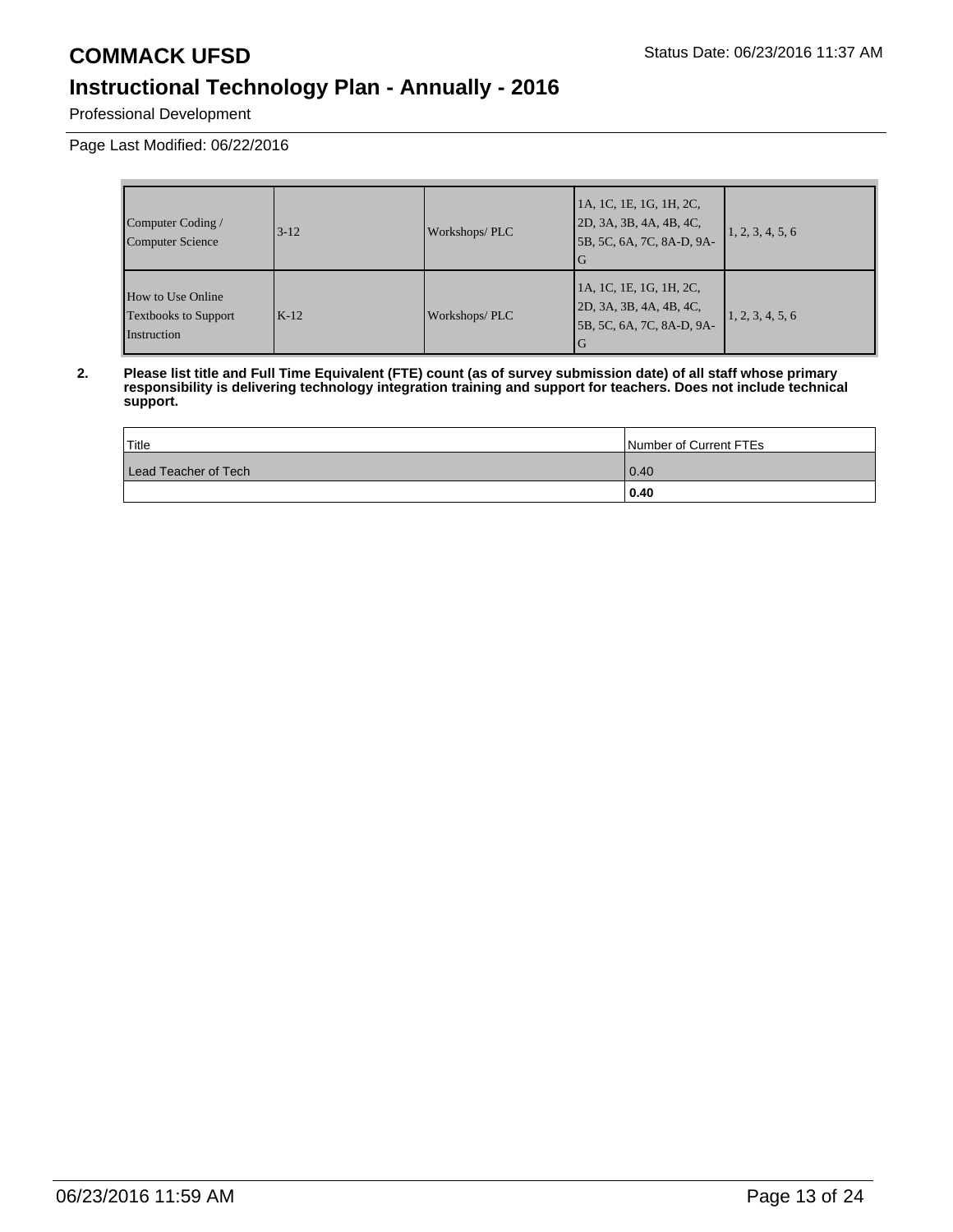Professional Development

Page Last Modified: 06/22/2016

| | | | | |
|---|---|---|---|---|
| Computer Coding / Computer Science | 3-12 | Workshops/ PLC | 1A, 1C, 1E, 1G, 1H, 2C, 2D, 3A, 3B, 4A, 4B, 4C, 5B, 5C, 6A, 7C, 8A-D, 9A-G | 1, 2, 3, 4, 5, 6 |
| How to Use Online Textbooks to Support Instruction | K-12 | Workshops/ PLC | 1A, 1C, 1E, 1G, 1H, 2C, 2D, 3A, 3B, 4A, 4B, 4C, 5B, 5C, 6A, 7C, 8A-D, 9A-G | 1, 2, 3, 4, 5, 6 |

**2. Please list title and Full Time Equivalent (FTE) count (as of survey submission date) of all staff whose primary responsibility is delivering technology integration training and support for teachers. Does not include technical support.**

| Title | Number of Current FTEs |
|---|---|
| Lead Teacher of Tech | 0.40 |
| | **0.40** |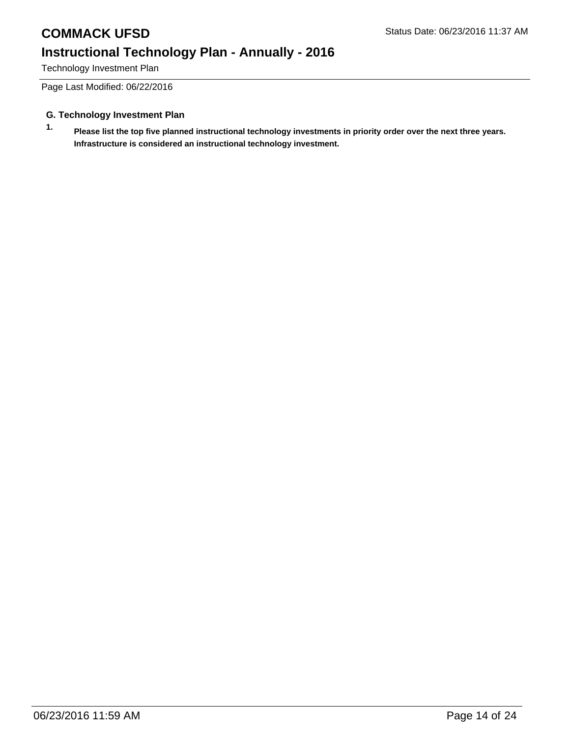# COMMACK UFSD

## Instructional Technology Plan - Annually - 2016

Technology Investment Plan

Page Last Modified: 06/22/2016

### G. Technology Investment Plan

1. **Please list the top five planned instructional technology investments in priority order over the next three years. Infrastructure is considered an instructional technology investment.**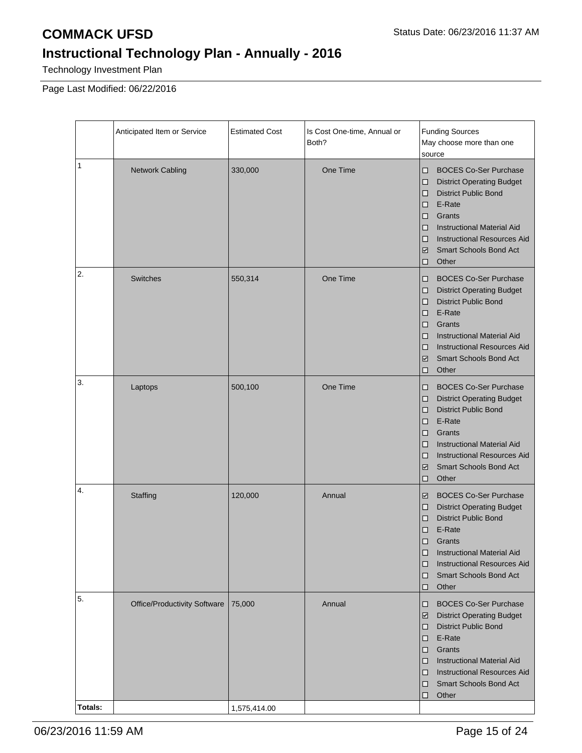# COMMACK UFSD

Status Date: 06/23/2016 11:37 AM

## Instructional Technology Plan - Annually - 2016

Technology Investment Plan

Page Last Modified: 06/22/2016

| | Anticipated Item or Service | Estimated Cost | Is Cost One-time, Annual or Both? | Funding Sources May choose more than one source |
|---|---|---|---|---|
| 1 | Network Cabling | 330,000 | One Time | ☐ BOCES Co-Ser Purchase<br>☐ District Operating Budget<br>☐ District Public Bond<br>☐ E-Rate<br>☐ Grants<br>☐ Instructional Material Aid<br>☐ Instructional Resources Aid<br>☑ Smart Schools Bond Act<br>☐ Other |
| 2. | Switches | 550,314 | One Time | ☐ BOCES Co-Ser Purchase<br>☐ District Operating Budget<br>☐ District Public Bond<br>☐ E-Rate<br>☐ Grants<br>☐ Instructional Material Aid<br>☐ Instructional Resources Aid<br>☑ Smart Schools Bond Act<br>☐ Other |
| 3. | Laptops | 500,100 | One Time | ☐ BOCES Co-Ser Purchase<br>☐ District Operating Budget<br>☐ District Public Bond<br>☐ E-Rate<br>☐ Grants<br>☐ Instructional Material Aid<br>☐ Instructional Resources Aid<br>☑ Smart Schools Bond Act<br>☐ Other |
| 4. | Staffing | 120,000 | Annual | ☑ BOCES Co-Ser Purchase<br>☐ District Operating Budget<br>☐ District Public Bond<br>☐ E-Rate<br>☐ Grants<br>☐ Instructional Material Aid<br>☐ Instructional Resources Aid<br>☐ Smart Schools Bond Act<br>☐ Other |
| 5. | Office/Productivity Software | 75,000 | Annual | ☐ BOCES Co-Ser Purchase<br>☑ District Operating Budget<br>☐ District Public Bond<br>☐ E-Rate<br>☐ Grants<br>☐ Instructional Material Aid<br>☐ Instructional Resources Aid<br>☐ Smart Schools Bond Act<br>☐ Other |
| **Totals:** | | 1,575,414.00 | | |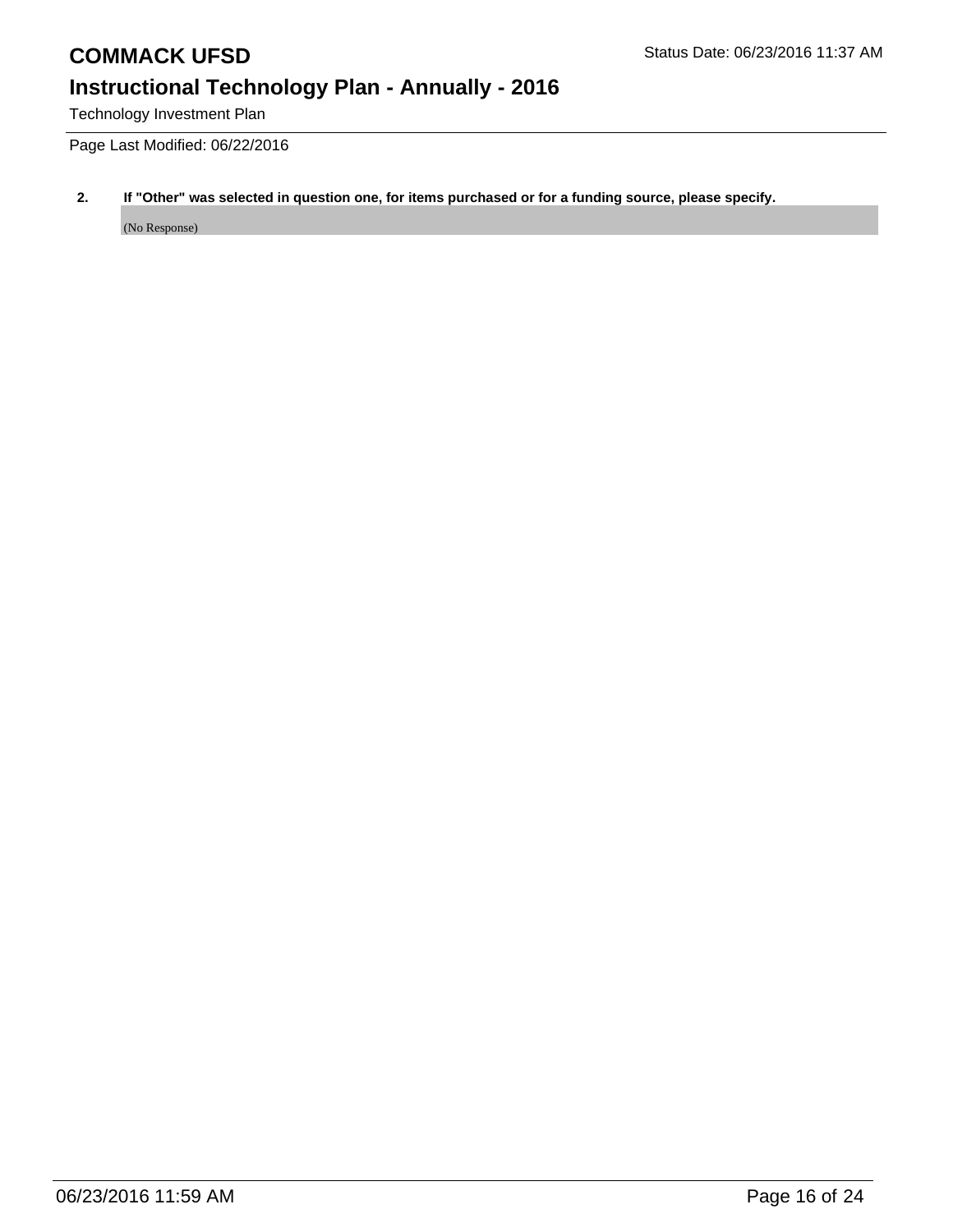Technology Investment Plan

Page Last Modified: 06/22/2016

**2. If "Other" was selected in question one, for items purchased or for a funding source, please specify.**

(No Response)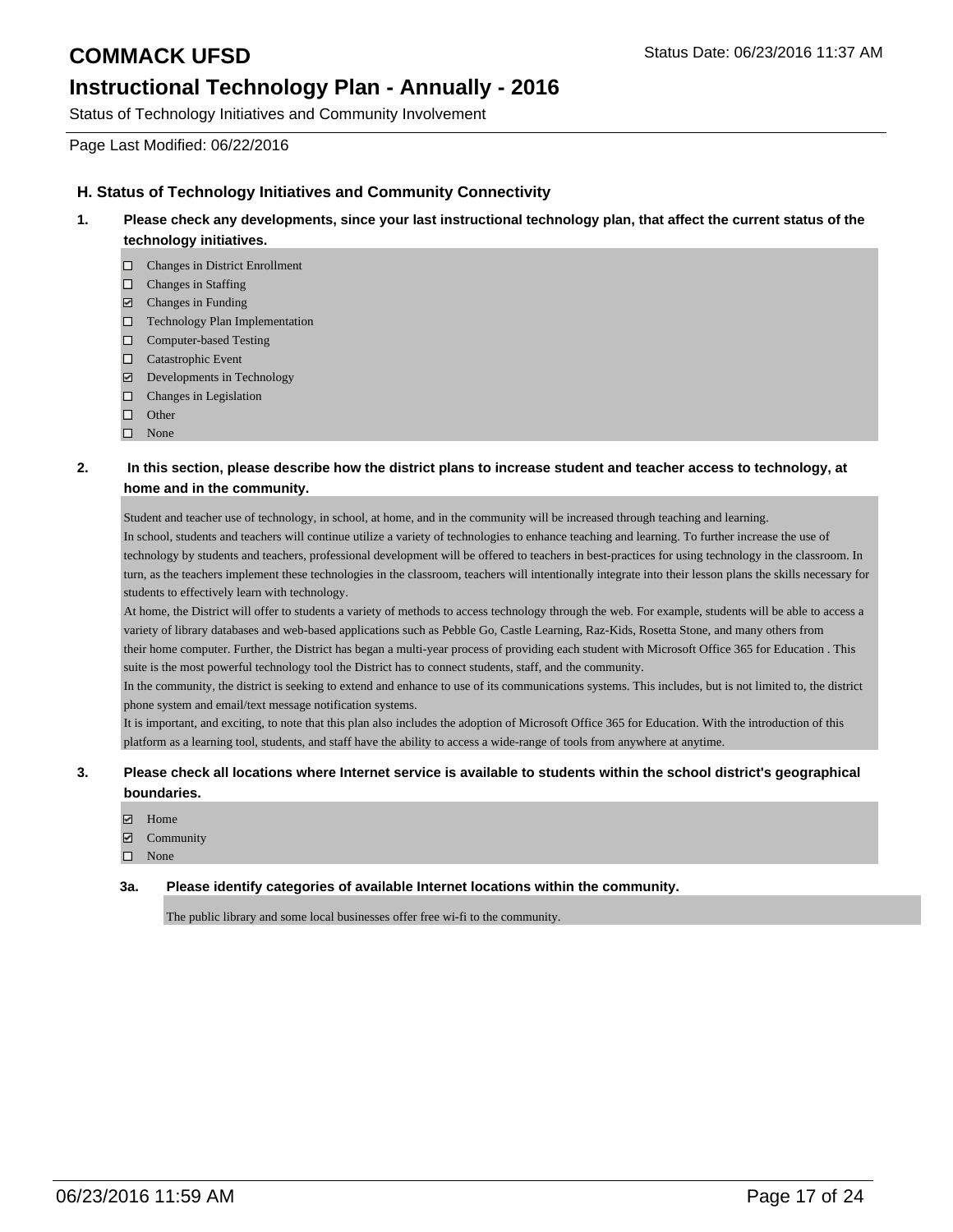## H. Status of Technology Initiatives and Community Connectivity

**1. Please check any developments, since your last instructional technology plan, that affect the current status of the technology initiatives.**

- ☐ Changes in District Enrollment
- ☐ Changes in Staffing
- ☑ Changes in Funding
- ☐ Technology Plan Implementation
- ☐ Computer-based Testing
- ☐ Catastrophic Event
- ☑ Developments in Technology
- ☐ Changes in Legislation
- ☐ Other
- ☐ None

**2. In this section, please describe how the district plans to increase student and teacher access to technology, at home and in the community.**

Student and teacher use of technology, in school, at home, and in the community will be increased through teaching and learning.
In school, students and teachers will continue utilize a variety of technologies to enhance teaching and learning. To further increase the use of technology by students and teachers, professional development will be offered to teachers in best-practices for using technology in the classroom. In turn, as the teachers implement these technologies in the classroom, teachers will intentionally integrate into their lesson plans the skills necessary for students to effectively learn with technology.
At home, the District will offer to students a variety of methods to access technology through the web. For example, students will be able to access a variety of library databases and web-based applications such as Pebble Go, Castle Learning, Raz-Kids, Rosetta Stone, and many others from their home computer. Further, the District has began a multi-year process of providing each student with Microsoft Office 365 for Education . This suite is the most powerful technology tool the District has to connect students, staff, and the community.
In the community, the district is seeking to extend and enhance to use of its communications systems. This includes, but is not limited to, the district phone system and email/text message notification systems.
It is important, and exciting, to note that this plan also includes the adoption of Microsoft Office 365 for Education. With the introduction of this platform as a learning tool, students, and staff have the ability to access a wide-range of tools from anywhere at anytime.

**3. Please check all locations where Internet service is available to students within the school district's geographical boundaries.**

- ☑ Home
- ☑ Community
- ☐ None

**3a. Please identify categories of available Internet locations within the community.**

The public library and some local businesses offer free wi-fi to the community.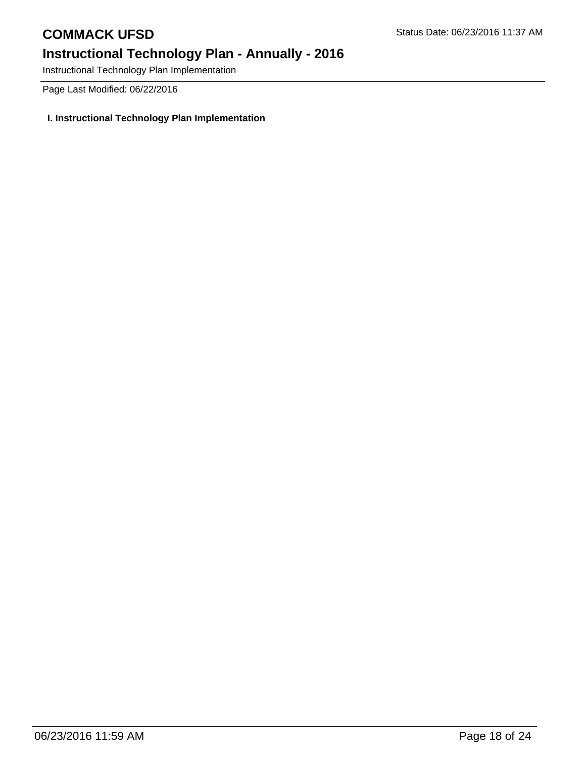Page Last Modified: 06/22/2016

**I. Instructional Technology Plan Implementation**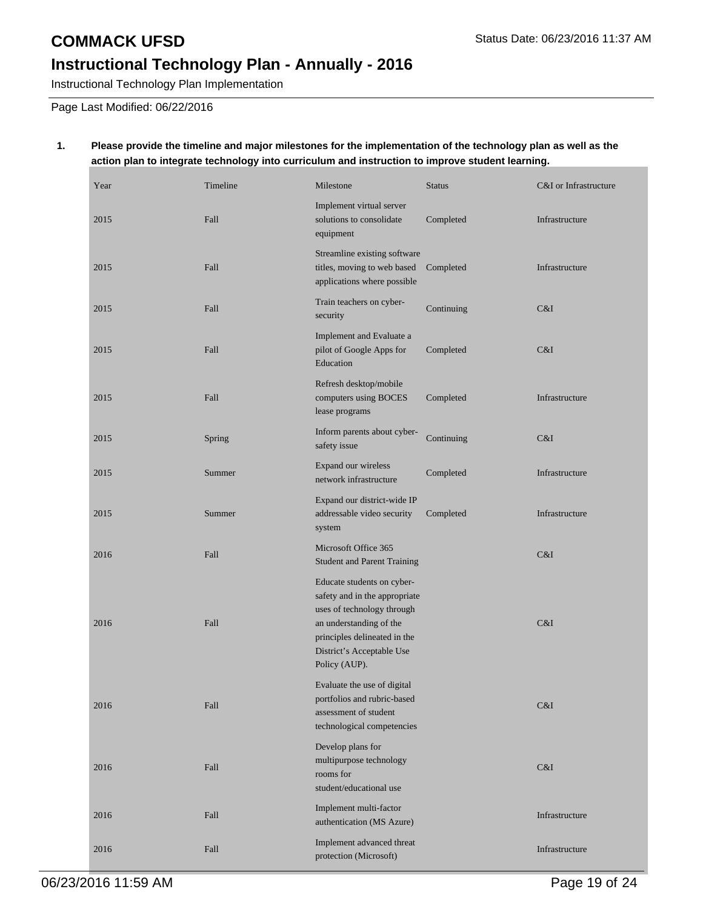# COMMACK UFSD

Status Date: 06/23/2016 11:37 AM

## Instructional Technology Plan - Annually - 2016

Instructional Technology Plan Implementation

Page Last Modified: 06/22/2016

**1. Please provide the timeline and major milestones for the implementation of the technology plan as well as the action plan to integrate technology into curriculum and instruction to improve student learning.**

| Year | Timeline | Milestone | Status | C&I or Infrastructure |
|---|---|---|---|---|
| 2015 | Fall | Implement virtual server solutions to consolidate equipment | Completed | Infrastructure |
| 2015 | Fall | Streamline existing software titles, moving to web based applications where possible | Completed | Infrastructure |
| 2015 | Fall | Train teachers on cyber-security | Continuing | C&I |
| 2015 | Fall | Implement and Evaluate a pilot of Google Apps for Education | Completed | C&I |
| 2015 | Fall | Refresh desktop/mobile computers using BOCES lease programs | Completed | Infrastructure |
| 2015 | Spring | Inform parents about cyber-safety issue | Continuing | C&I |
| 2015 | Summer | Expand our wireless network infrastructure | Completed | Infrastructure |
| 2015 | Summer | Expand our district-wide IP addressable video security system | Completed | Infrastructure |
| 2016 | Fall | Microsoft Office 365 Student and Parent Training | | C&I |
| 2016 | Fall | Educate students on cyber-safety and in the appropriate uses of technology through an understanding of the principles delineated in the District's Acceptable Use Policy (AUP). | | C&I |
| 2016 | Fall | Evaluate the use of digital portfolios and rubric-based assessment of student technological competencies | | C&I |
| 2016 | Fall | Develop plans for multipurpose technology rooms for student/educational use | | C&I |
| 2016 | Fall | Implement multi-factor authentication (MS Azure) | | Infrastructure |
| 2016 | Fall | Implement advanced threat protection (Microsoft) | | Infrastructure |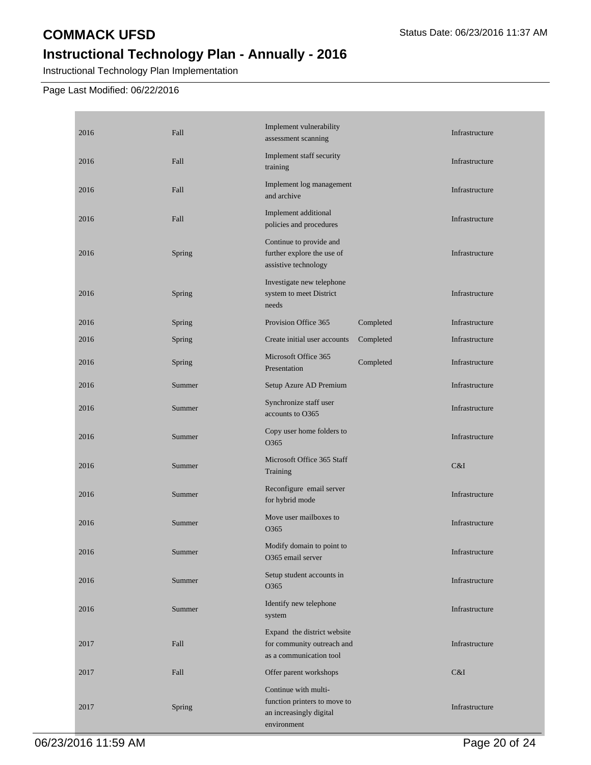# COMMACK UFSD

## Instructional Technology Plan - Annually - 2016

Instructional Technology Plan Implementation

Page Last Modified: 06/22/2016

| | | | | |
|---|---|---|---|---|
| 2016 | Fall | Implement vulnerability assessment scanning | | Infrastructure |
| 2016 | Fall | Implement staff security training | | Infrastructure |
| 2016 | Fall | Implement log management and archive | | Infrastructure |
| 2016 | Fall | Implement additional policies and procedures | | Infrastructure |
| 2016 | Spring | Continue to provide and further explore the use of assistive technology | | Infrastructure |
| 2016 | Spring | Investigate new telephone system to meet District needs | | Infrastructure |
| 2016 | Spring | Provision Office 365 | Completed | Infrastructure |
| 2016 | Spring | Create initial user accounts | Completed | Infrastructure |
| 2016 | Spring | Microsoft Office 365 Presentation | Completed | Infrastructure |
| 2016 | Summer | Setup Azure AD Premium | | Infrastructure |
| 2016 | Summer | Synchronize staff user accounts to O365 | | Infrastructure |
| 2016 | Summer | Copy user home folders to O365 | | Infrastructure |
| 2016 | Summer | Microsoft Office 365 Staff Training | | C&I |
| 2016 | Summer | Reconfigure email server for hybrid mode | | Infrastructure |
| 2016 | Summer | Move user mailboxes to O365 | | Infrastructure |
| 2016 | Summer | Modify domain to point to O365 email server | | Infrastructure |
| 2016 | Summer | Setup student accounts in O365 | | Infrastructure |
| 2016 | Summer | Identify new telephone system | | Infrastructure |
| 2017 | Fall | Expand the district website for community outreach and as a communication tool | | Infrastructure |
| 2017 | Fall | Offer parent workshops | | C&I |
| 2017 | Spring | Continue with multi-function printers to move to an increasingly digital environment | | Infrastructure |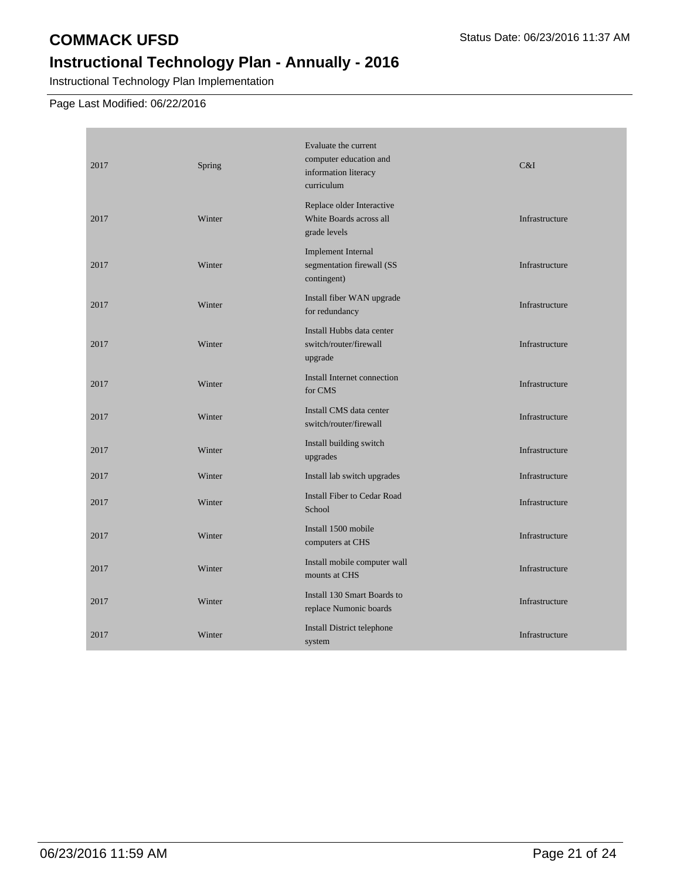**COMMACK UFSD**

Status Date: 06/23/2016 11:37 AM

## Instructional Technology Plan - Annually - 2016

Instructional Technology Plan Implementation

Page Last Modified: 06/22/2016

| | | | |
|---|---|---|---|
| 2017 | Spring | Evaluate the current computer education and information literacy curriculum | C&I |
| 2017 | Winter | Replace older Interactive White Boards across all grade levels | Infrastructure |
| 2017 | Winter | Implement Internal segmentation firewall (SS contingent) | Infrastructure |
| 2017 | Winter | Install fiber WAN upgrade for redundancy | Infrastructure |
| 2017 | Winter | Install Hubbs data center switch/router/firewall upgrade | Infrastructure |
| 2017 | Winter | Install Internet connection for CMS | Infrastructure |
| 2017 | Winter | Install CMS data center switch/router/firewall | Infrastructure |
| 2017 | Winter | Install building switch upgrades | Infrastructure |
| 2017 | Winter | Install lab switch upgrades | Infrastructure |
| 2017 | Winter | Install Fiber to Cedar Road School | Infrastructure |
| 2017 | Winter | Install 1500 mobile computers at CHS | Infrastructure |
| 2017 | Winter | Install mobile computer wall mounts at CHS | Infrastructure |
| 2017 | Winter | Install 130 Smart Boards to replace Numonic boards | Infrastructure |
| 2017 | Winter | Install District telephone system | Infrastructure |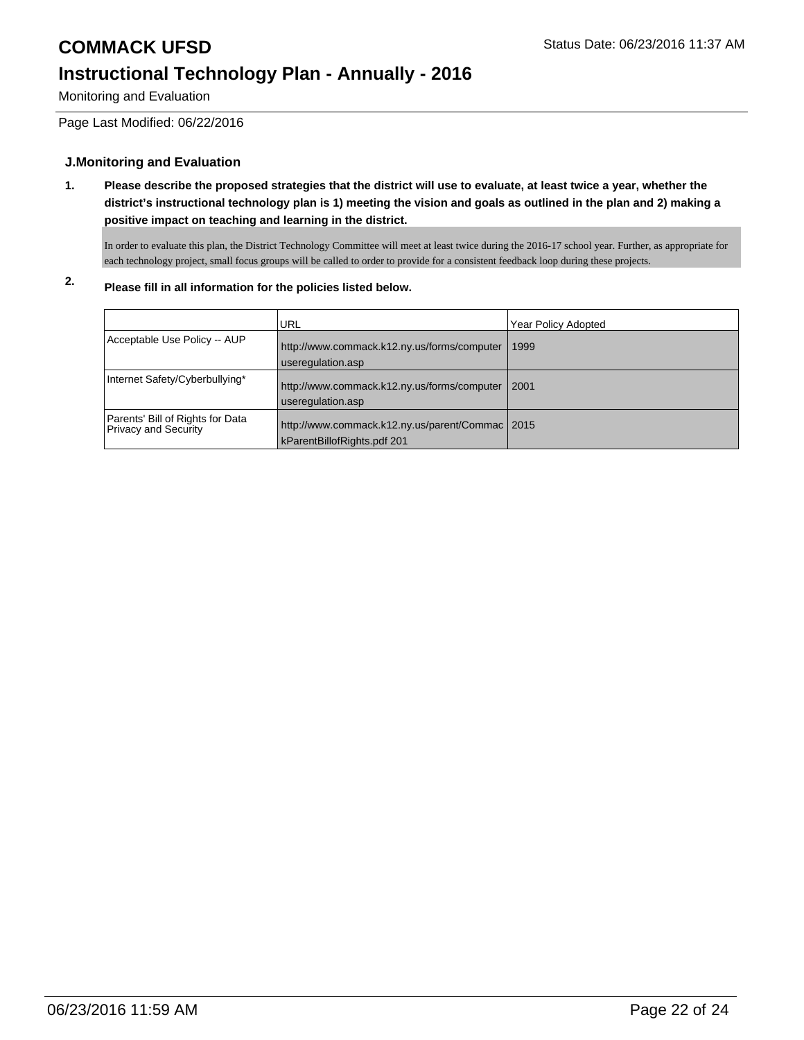# COMMACK UFSD

## Instructional Technology Plan - Annually - 2016

Monitoring and Evaluation

Page Last Modified: 06/22/2016

### J.Monitoring and Evaluation

**1. Please describe the proposed strategies that the district will use to evaluate, at least twice a year, whether the district's instructional technology plan is 1) meeting the vision and goals as outlined in the plan and 2) making a positive impact on teaching and learning in the district.**

In order to evaluate this plan, the District Technology Committee will meet at least twice during the 2016-17 school year. Further, as appropriate for each technology project, small focus groups will be called to order to provide for a consistent feedback loop during these projects.

**2. Please fill in all information for the policies listed below.**

| | URL | Year Policy Adopted |
|---|---|---|
| Acceptable Use Policy -- AUP | http://www.commack.k12.ny.us/forms/computeruseregulation.asp | 1999 |
| Internet Safety/Cyberbullying* | http://www.commack.k12.ny.us/forms/computeruseregulation.asp | 2001 |
| Parents' Bill of Rights for Data Privacy and Security | http://www.commack.k12.ny.us/parent/CommackParentBillofRights.pdf 201 | 2015 |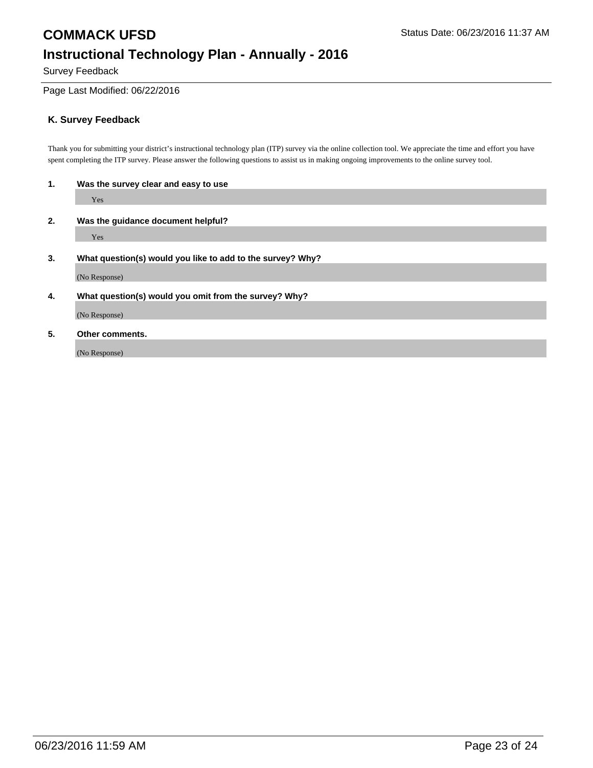## K. Survey Feedback

Thank you for submitting your district's instructional technology plan (ITP) survey via the online collection tool. We appreciate the time and effort you have spent completing the ITP survey. Please answer the following questions to assist us in making ongoing improvements to the online survey tool.

**1. Was the survey clear and easy to use**

Yes

**2. Was the guidance document helpful?**

Yes

**3. What question(s) would you like to add to the survey? Why?**

(No Response)

**4. What question(s) would you omit from the survey? Why?**

(No Response)

**5. Other comments.**

(No Response)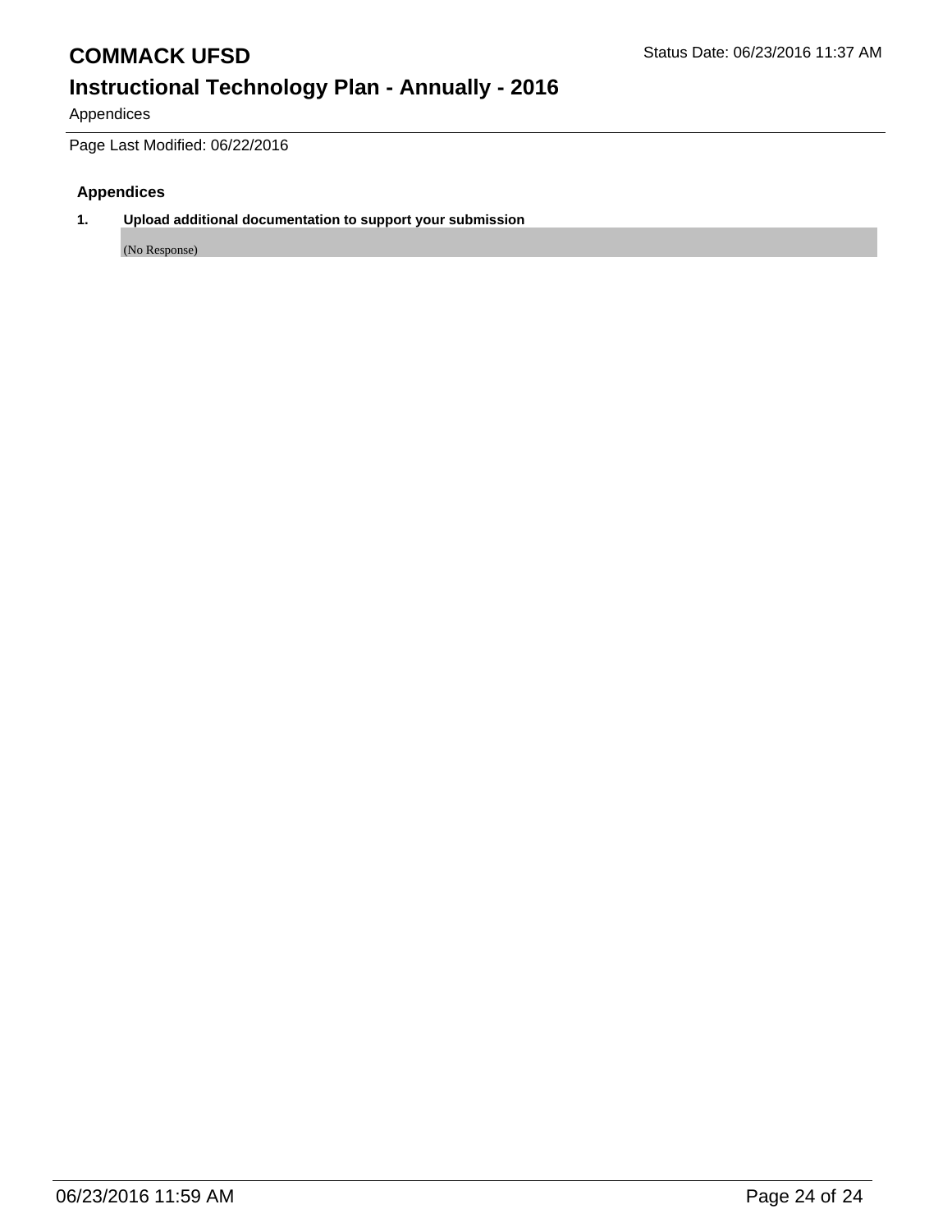# COMMACK UFSD

Status Date: 06/23/2016 11:37 AM

## Instructional Technology Plan - Annually - 2016

Appendices

Page Last Modified: 06/22/2016

### Appendices

**1. Upload additional documentation to support your submission**

(No Response)